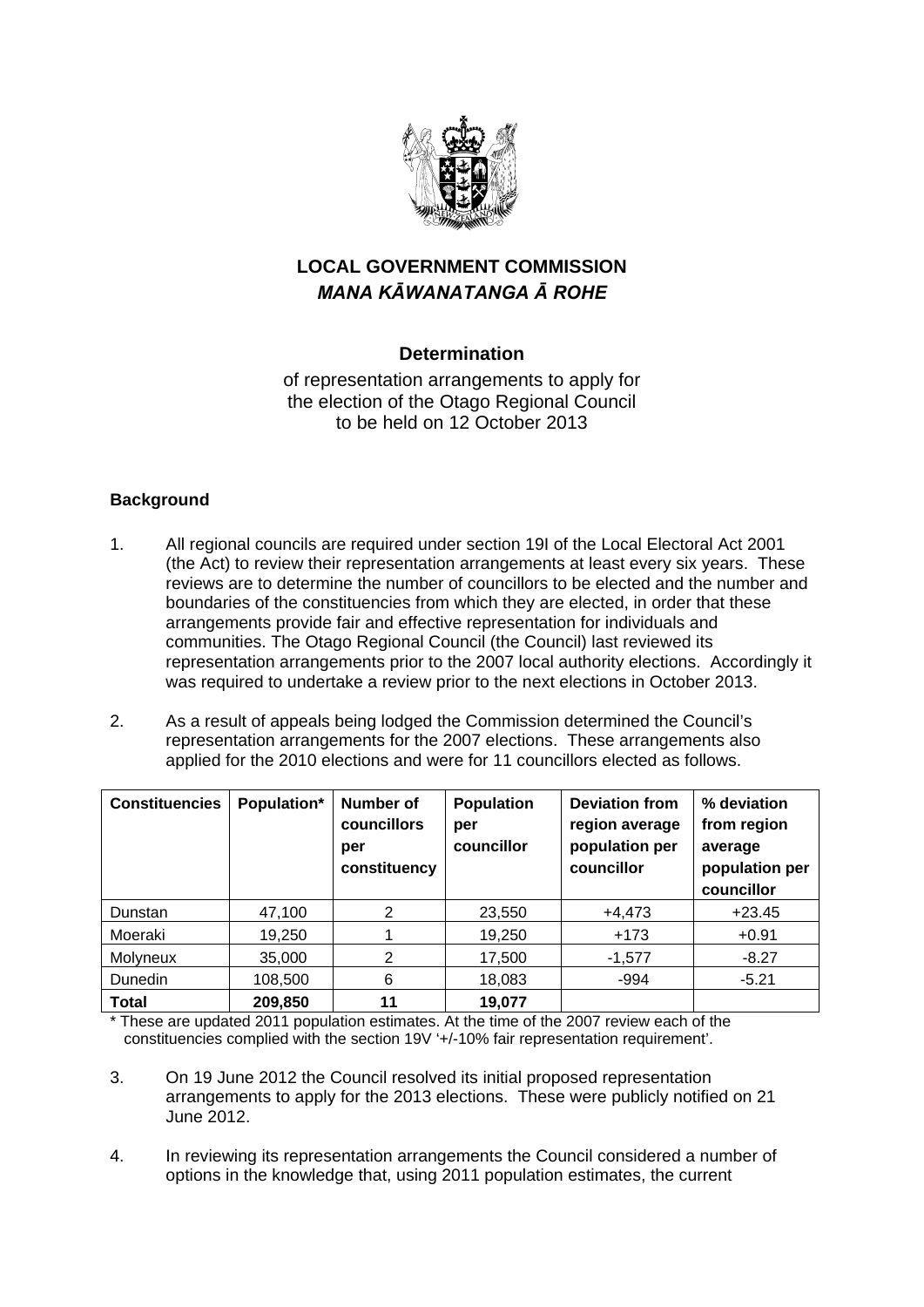# LOCAL GOVERNMENT COMMISSION
## *MANA KĀWANATANGA Ā ROHE*

### Determination

of representation arrangements to apply for the election of the Otago Regional Council to be held on 12 October 2013

**Background**

1. All regional councils are required under section 19I of the Local Electoral Act 2001 (the Act) to review their representation arrangements at least every six years. These reviews are to determine the number of councillors to be elected and the number and boundaries of the constituencies from which they are elected, in order that these arrangements provide fair and effective representation for individuals and communities. The Otago Regional Council (the Council) last reviewed its representation arrangements prior to the 2007 local authority elections. Accordingly it was required to undertake a review prior to the next elections in October 2013.

2. As a result of appeals being lodged the Commission determined the Council's representation arrangements for the 2007 elections. These arrangements also applied for the 2010 elections and were for 11 councillors elected as follows.

| Constituencies | Population* | Number of councillors per constituency | Population per councillor | Deviation from region average population per councillor | % deviation from region average population per councillor |
|---|---|---|---|---|---|
| Dunstan | 47,100 | 2 | 23,550 | +4,473 | +23.45 |
| Moeraki | 19,250 | 1 | 19,250 | +173 | +0.91 |
| Molyneux | 35,000 | 2 | 17,500 | -1,577 | -8.27 |
| Dunedin | 108,500 | 6 | 18,083 | -994 | -5.21 |
| **Total** | **209,850** | **11** | **19,077** | | |

\* These are updated 2011 population estimates. At the time of the 2007 review each of the constituencies complied with the section 19V '+/-10% fair representation requirement'.

3. On 19 June 2012 the Council resolved its initial proposed representation arrangements to apply for the 2013 elections. These were publicly notified on 21 June 2012.

4. In reviewing its representation arrangements the Council considered a number of options in the knowledge that, using 2011 population estimates, the current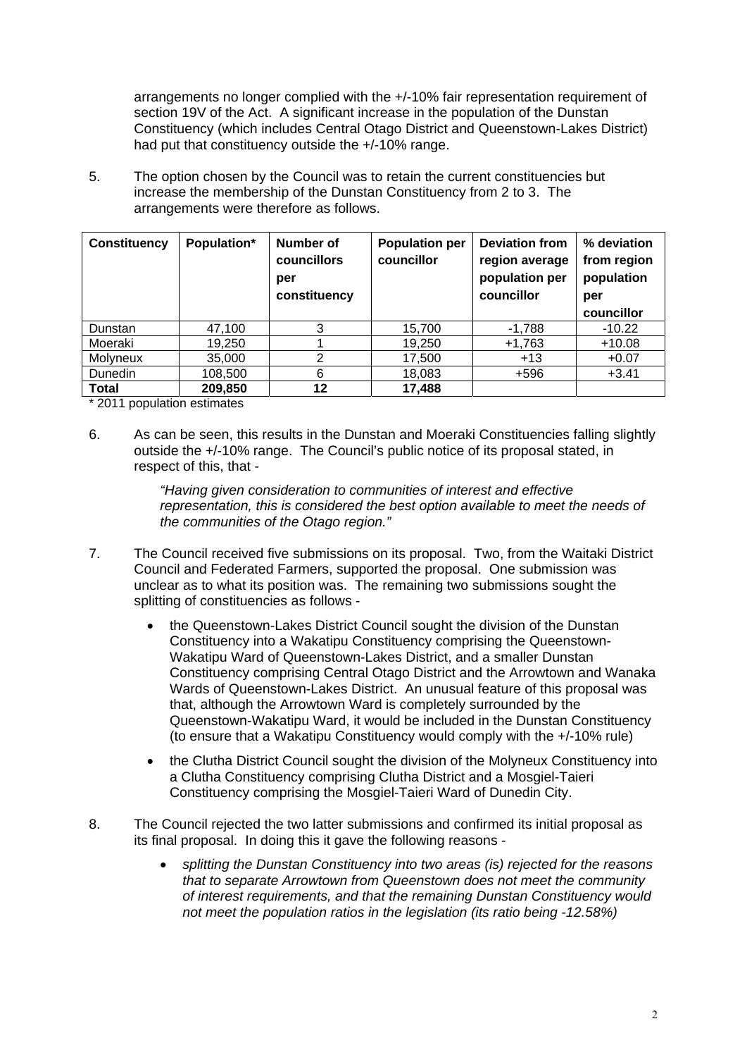arrangements no longer complied with the +/-10% fair representation requirement of section 19V of the Act. A significant increase in the population of the Dunstan Constituency (which includes Central Otago District and Queenstown-Lakes District) had put that constituency outside the +/-10% range.

5. The option chosen by the Council was to retain the current constituencies but increase the membership of the Dunstan Constituency from 2 to 3. The arrangements were therefore as follows.

| Constituency | Population* | Number of councillors per constituency | Population per councillor | Deviation from region average population per councillor | % deviation from region population per councillor |
|---|---|---|---|---|---|
| Dunstan | 47,100 | 3 | 15,700 | -1,788 | -10.22 |
| Moeraki | 19,250 | 1 | 19,250 | +1,763 | +10.08 |
| Molyneux | 35,000 | 2 | 17,500 | +13 | +0.07 |
| Dunedin | 108,500 | 6 | 18,083 | +596 | +3.41 |
| **Total** | **209,850** | **12** | **17,488** | | |

\* 2011 population estimates

6. As can be seen, this results in the Dunstan and Moeraki Constituencies falling slightly outside the +/-10% range. The Council's public notice of its proposal stated, in respect of this, that -

   *"Having given consideration to communities of interest and effective representation, this is considered the best option available to meet the needs of the communities of the Otago region."*

7. The Council received five submissions on its proposal. Two, from the Waitaki District Council and Federated Farmers, supported the proposal. One submission was unclear as to what its position was. The remaining two submissions sought the splitting of constituencies as follows -

   - the Queenstown-Lakes District Council sought the division of the Dunstan Constituency into a Wakatipu Constituency comprising the Queenstown-Wakatipu Ward of Queenstown-Lakes District, and a smaller Dunstan Constituency comprising Central Otago District and the Arrowtown and Wanaka Wards of Queenstown-Lakes District. An unusual feature of this proposal was that, although the Arrowtown Ward is completely surrounded by the Queenstown-Wakatipu Ward, it would be included in the Dunstan Constituency (to ensure that a Wakatipu Constituency would comply with the +/-10% rule)

   - the Clutha District Council sought the division of the Molyneux Constituency into a Clutha Constituency comprising Clutha District and a Mosgiel-Taieri Constituency comprising the Mosgiel-Taieri Ward of Dunedin City.

8. The Council rejected the two latter submissions and confirmed its initial proposal as its final proposal. In doing this it gave the following reasons -

   - *splitting the Dunstan Constituency into two areas (is) rejected for the reasons that to separate Arrowtown from Queenstown does not meet the community of interest requirements, and that the remaining Dunstan Constituency would not meet the population ratios in the legislation (its ratio being -12.58%)*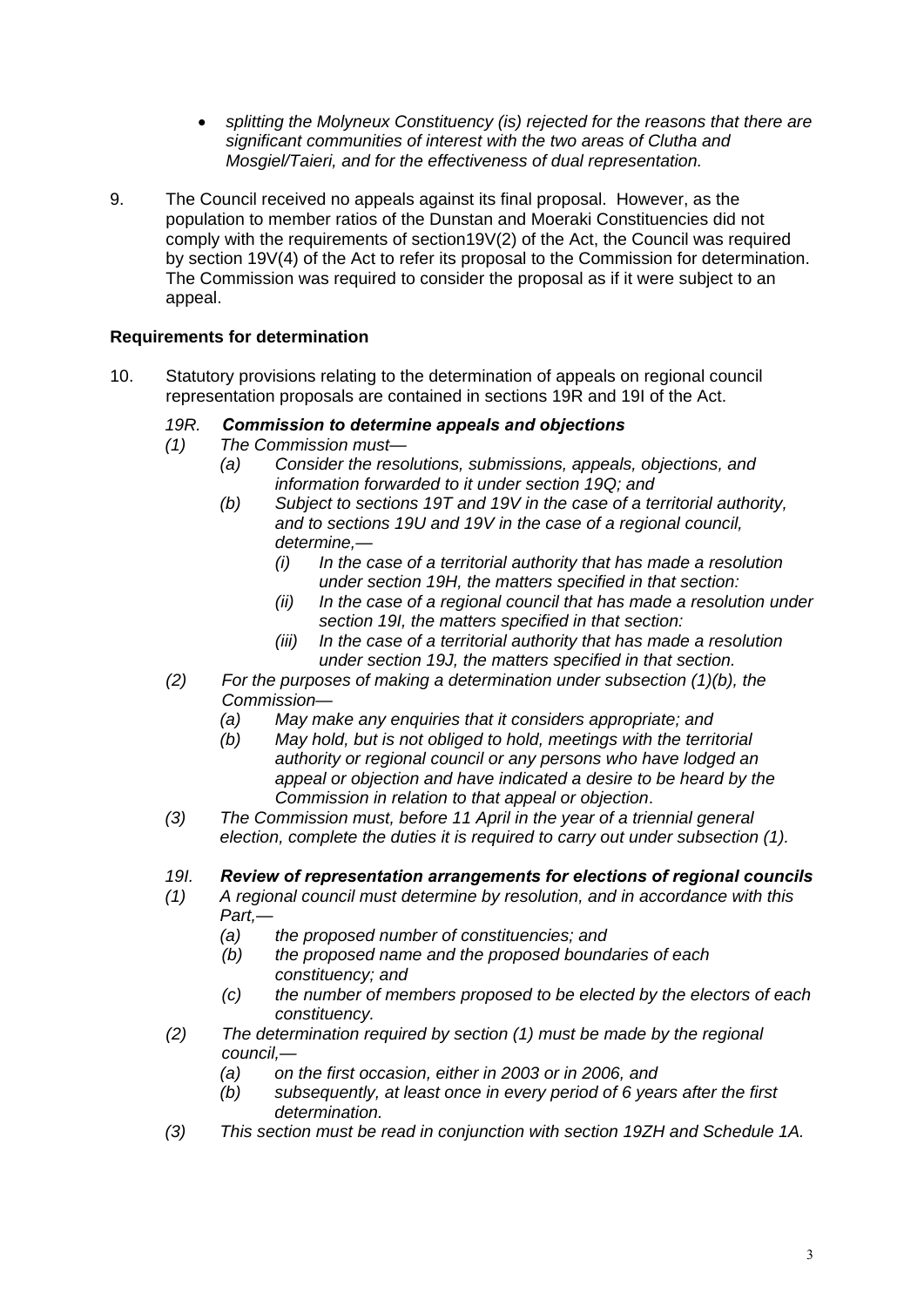- *splitting the Molyneux Constituency (is) rejected for the reasons that there are significant communities of interest with the two areas of Clutha and Mosgiel/Taieri, and for the effectiveness of dual representation.*

9. The Council received no appeals against its final proposal. However, as the population to member ratios of the Dunstan and Moeraki Constituencies did not comply with the requirements of section19V(2) of the Act, the Council was required by section 19V(4) of the Act to refer its proposal to the Commission for determination. The Commission was required to consider the proposal as if it were subject to an appeal.

**Requirements for determination**

10. Statutory provisions relating to the determination of appeals on regional council representation proposals are contained in sections 19R and 19I of the Act.

*19R. **Commission to determine appeals and objections***

*(1) The Commission must—*

*(a) Consider the resolutions, submissions, appeals, objections, and information forwarded to it under section 19Q; and*

*(b) Subject to sections 19T and 19V in the case of a territorial authority, and to sections 19U and 19V in the case of a regional council, determine,—*

*(i) In the case of a territorial authority that has made a resolution under section 19H, the matters specified in that section:*

*(ii) In the case of a regional council that has made a resolution under section 19I, the matters specified in that section:*

*(iii) In the case of a territorial authority that has made a resolution under section 19J, the matters specified in that section.*

*(2) For the purposes of making a determination under subsection (1)(b), the Commission—*

*(a) May make any enquiries that it considers appropriate; and*

*(b) May hold, but is not obliged to hold, meetings with the territorial authority or regional council or any persons who have lodged an appeal or objection and have indicated a desire to be heard by the Commission in relation to that appeal or objection.*

*(3) The Commission must, before 11 April in the year of a triennial general election, complete the duties it is required to carry out under subsection (1).*

*19I. **Review of representation arrangements for elections of regional councils***

*(1) A regional council must determine by resolution, and in accordance with this Part,—*

*(a) the proposed number of constituencies; and*

*(b) the proposed name and the proposed boundaries of each constituency; and*

*(c) the number of members proposed to be elected by the electors of each constituency.*

*(2) The determination required by section (1) must be made by the regional council,—*

*(a) on the first occasion, either in 2003 or in 2006, and*

*(b) subsequently, at least once in every period of 6 years after the first determination.*

*(3) This section must be read in conjunction with section 19ZH and Schedule 1A.*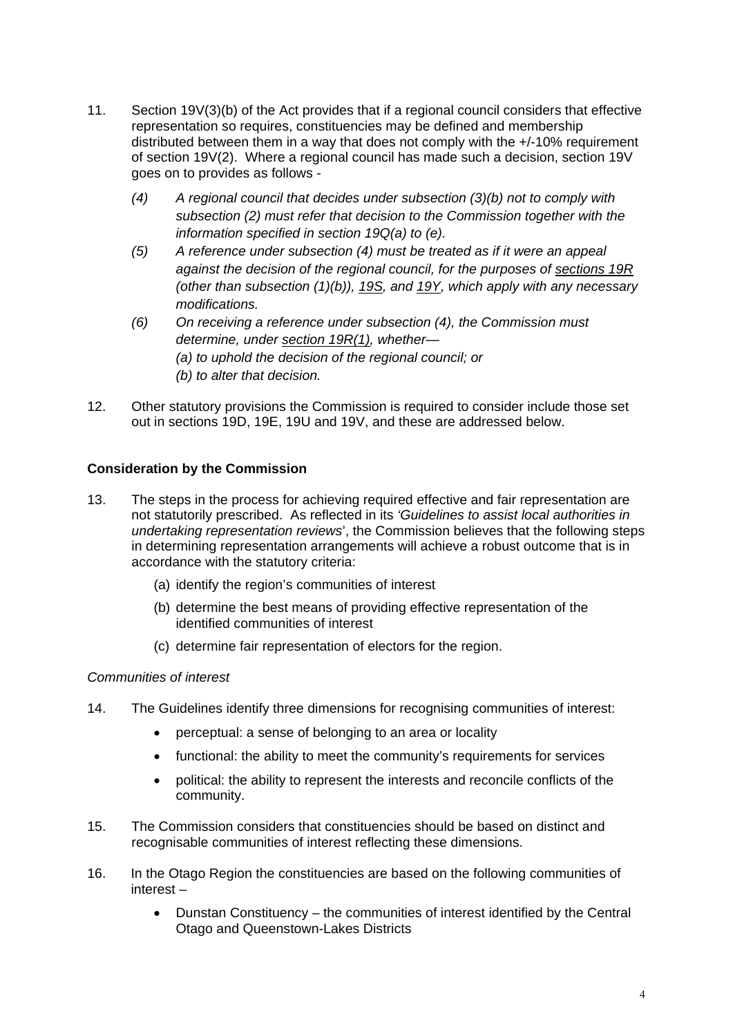11. Section 19V(3)(b) of the Act provides that if a regional council considers that effective representation so requires, constituencies may be defined and membership distributed between them in a way that does not comply with the +/-10% requirement of section 19V(2). Where a regional council has made such a decision, section 19V goes on to provides as follows -

    *(4) A regional council that decides under subsection (3)(b) not to comply with subsection (2) must refer that decision to the Commission together with the information specified in section 19Q(a) to (e).*

    *(5) A reference under subsection (4) must be treated as if it were an appeal against the decision of the regional council, for the purposes of sections 19R (other than subsection (1)(b)), 19S, and 19Y, which apply with any necessary modifications.*

    *(6) On receiving a reference under subsection (4), the Commission must determine, under section 19R(1), whether—*
    *(a) to uphold the decision of the regional council; or*
    *(b) to alter that decision.*

12. Other statutory provisions the Commission is required to consider include those set out in sections 19D, 19E, 19U and 19V, and these are addressed below.

**Consideration by the Commission**

13. The steps in the process for achieving required effective and fair representation are not statutorily prescribed. As reflected in its *'Guidelines to assist local authorities in undertaking representation reviews*', the Commission believes that the following steps in determining representation arrangements will achieve a robust outcome that is in accordance with the statutory criteria:

    (a) identify the region's communities of interest

    (b) determine the best means of providing effective representation of the identified communities of interest

    (c) determine fair representation of electors for the region.

*Communities of interest*

14. The Guidelines identify three dimensions for recognising communities of interest:

    - perceptual: a sense of belonging to an area or locality
    - functional: the ability to meet the community's requirements for services
    - political: the ability to represent the interests and reconcile conflicts of the community.

15. The Commission considers that constituencies should be based on distinct and recognisable communities of interest reflecting these dimensions.

16. In the Otago Region the constituencies are based on the following communities of interest –

    - Dunstan Constituency – the communities of interest identified by the Central Otago and Queenstown-Lakes Districts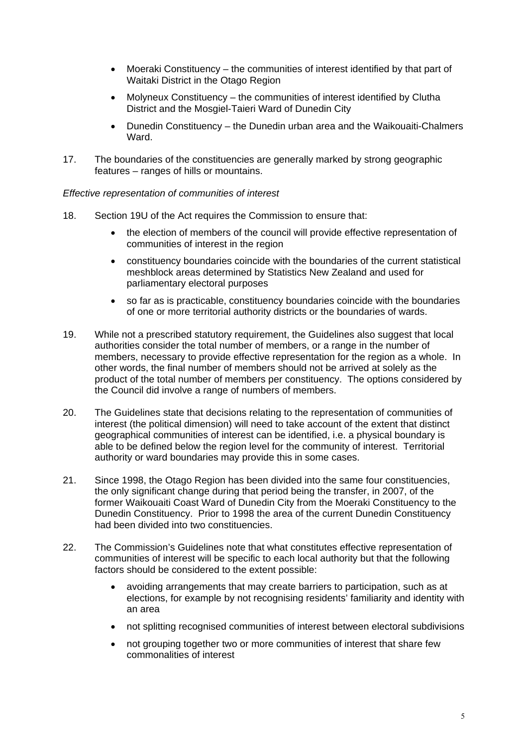- Moeraki Constituency – the communities of interest identified by that part of Waitaki District in the Otago Region
- Molyneux Constituency – the communities of interest identified by Clutha District and the Mosgiel-Taieri Ward of Dunedin City
- Dunedin Constituency – the Dunedin urban area and the Waikouaiti-Chalmers Ward.

17. The boundaries of the constituencies are generally marked by strong geographic features – ranges of hills or mountains.

*Effective representation of communities of interest*

18. Section 19U of the Act requires the Commission to ensure that:
    - the election of members of the council will provide effective representation of communities of interest in the region
    - constituency boundaries coincide with the boundaries of the current statistical meshblock areas determined by Statistics New Zealand and used for parliamentary electoral purposes
    - so far as is practicable, constituency boundaries coincide with the boundaries of one or more territorial authority districts or the boundaries of wards.

19. While not a prescribed statutory requirement, the Guidelines also suggest that local authorities consider the total number of members, or a range in the number of members, necessary to provide effective representation for the region as a whole. In other words, the final number of members should not be arrived at solely as the product of the total number of members per constituency. The options considered by the Council did involve a range of numbers of members.

20. The Guidelines state that decisions relating to the representation of communities of interest (the political dimension) will need to take account of the extent that distinct geographical communities of interest can be identified, i.e. a physical boundary is able to be defined below the region level for the community of interest. Territorial authority or ward boundaries may provide this in some cases.

21. Since 1998, the Otago Region has been divided into the same four constituencies, the only significant change during that period being the transfer, in 2007, of the former Waikouaiti Coast Ward of Dunedin City from the Moeraki Constituency to the Dunedin Constituency. Prior to 1998 the area of the current Dunedin Constituency had been divided into two constituencies.

22. The Commission's Guidelines note that what constitutes effective representation of communities of interest will be specific to each local authority but that the following factors should be considered to the extent possible:
    - avoiding arrangements that may create barriers to participation, such as at elections, for example by not recognising residents' familiarity and identity with an area
    - not splitting recognised communities of interest between electoral subdivisions
    - not grouping together two or more communities of interest that share few commonalities of interest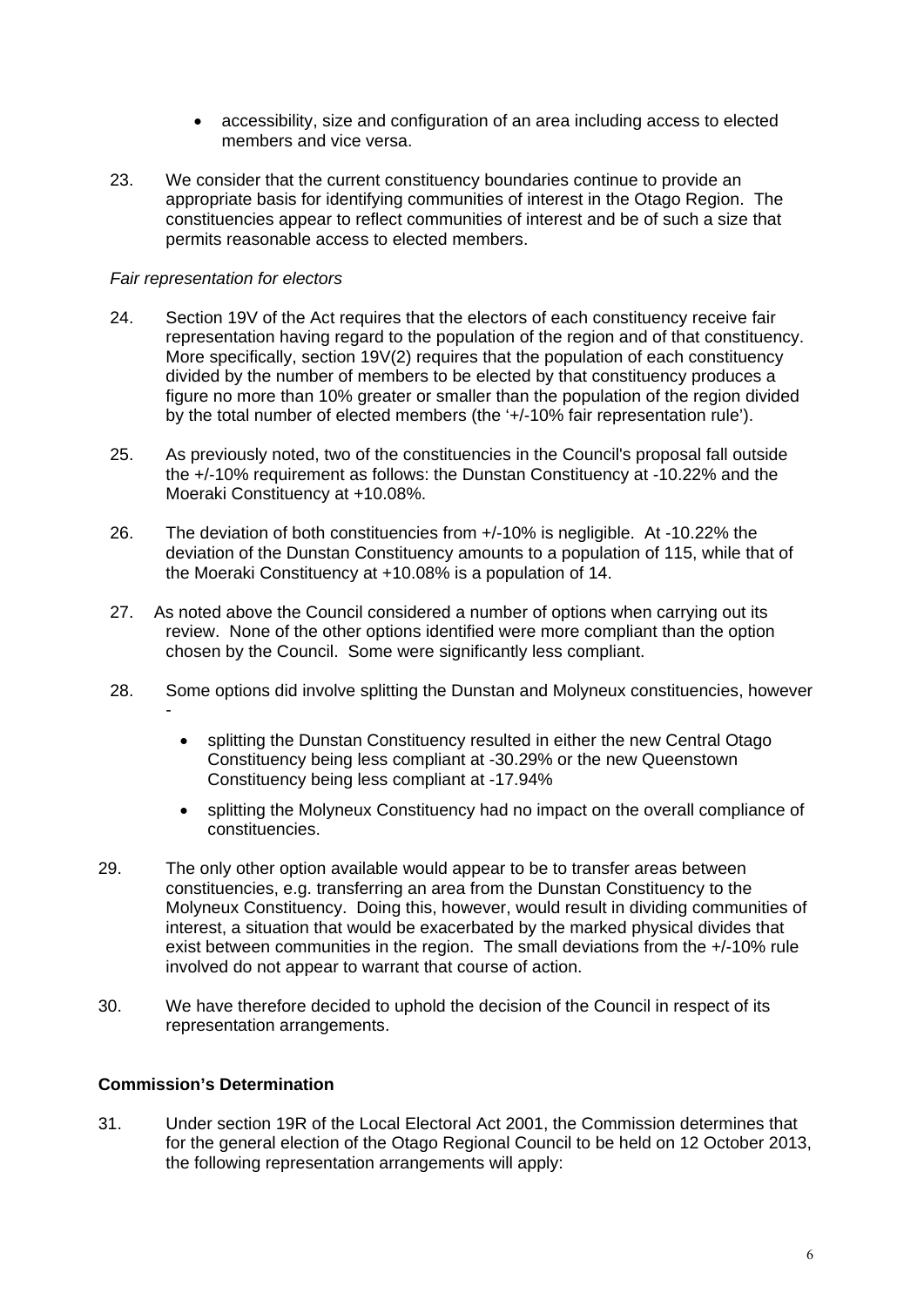- accessibility, size and configuration of an area including access to elected members and vice versa.

23. We consider that the current constituency boundaries continue to provide an appropriate basis for identifying communities of interest in the Otago Region. The constituencies appear to reflect communities of interest and be of such a size that permits reasonable access to elected members.

*Fair representation for electors*

24. Section 19V of the Act requires that the electors of each constituency receive fair representation having regard to the population of the region and of that constituency. More specifically, section 19V(2) requires that the population of each constituency divided by the number of members to be elected by that constituency produces a figure no more than 10% greater or smaller than the population of the region divided by the total number of elected members (the '+/-10% fair representation rule').

25. As previously noted, two of the constituencies in the Council's proposal fall outside the +/-10% requirement as follows: the Dunstan Constituency at -10.22% and the Moeraki Constituency at +10.08%.

26. The deviation of both constituencies from +/-10% is negligible. At -10.22% the deviation of the Dunstan Constituency amounts to a population of 115, while that of the Moeraki Constituency at +10.08% is a population of 14.

27. As noted above the Council considered a number of options when carrying out its review. None of the other options identified were more compliant than the option chosen by the Council. Some were significantly less compliant.

28. Some options did involve splitting the Dunstan and Molyneux constituencies, however -

    - splitting the Dunstan Constituency resulted in either the new Central Otago Constituency being less compliant at -30.29% or the new Queenstown Constituency being less compliant at -17.94%
    - splitting the Molyneux Constituency had no impact on the overall compliance of constituencies.

29. The only other option available would appear to be to transfer areas between constituencies, e.g. transferring an area from the Dunstan Constituency to the Molyneux Constituency. Doing this, however, would result in dividing communities of interest, a situation that would be exacerbated by the marked physical divides that exist between communities in the region. The small deviations from the +/-10% rule involved do not appear to warrant that course of action.

30. We have therefore decided to uphold the decision of the Council in respect of its representation arrangements.

**Commission's Determination**

31. Under section 19R of the Local Electoral Act 2001, the Commission determines that for the general election of the Otago Regional Council to be held on 12 October 2013, the following representation arrangements will apply: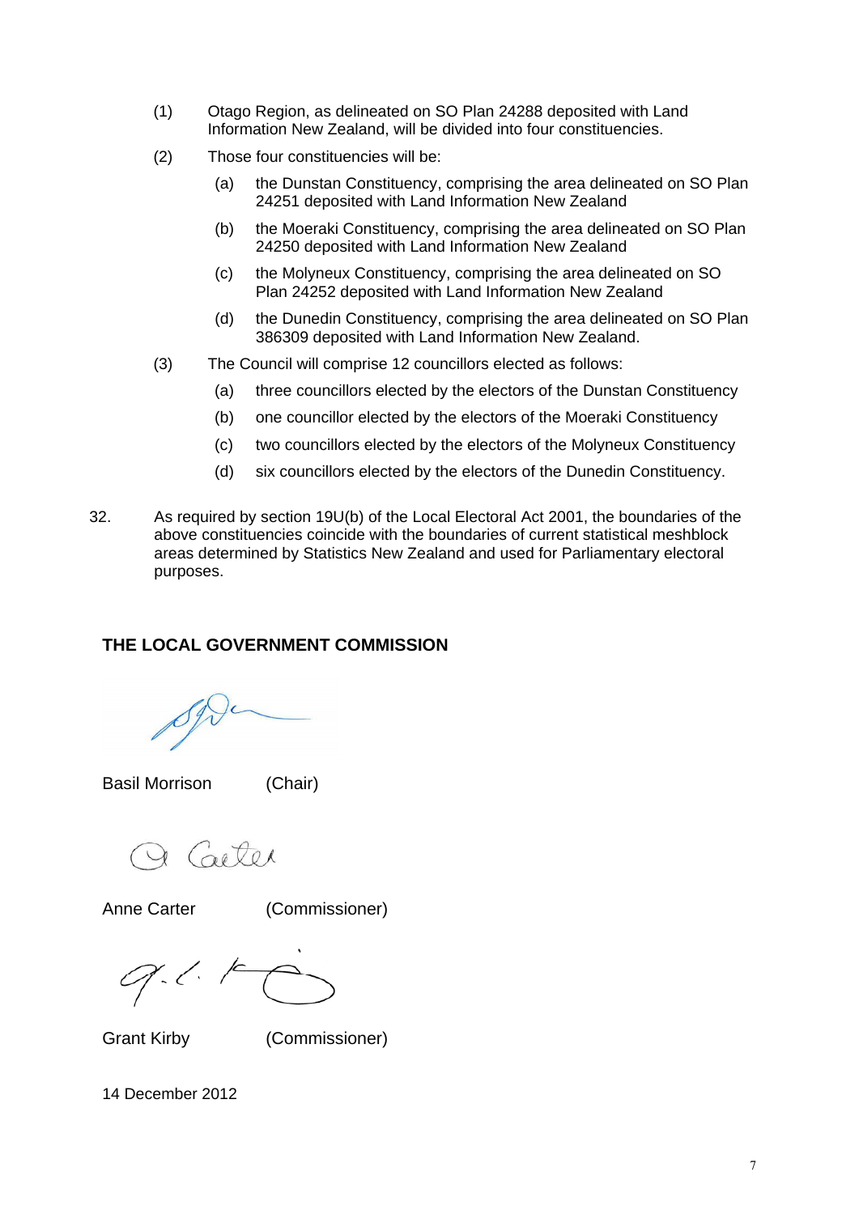(1) Otago Region, as delineated on SO Plan 24288 deposited with Land Information New Zealand, will be divided into four constituencies.

(2) Those four constituencies will be:

   (a) the Dunstan Constituency, comprising the area delineated on SO Plan 24251 deposited with Land Information New Zealand

   (b) the Moeraki Constituency, comprising the area delineated on SO Plan 24250 deposited with Land Information New Zealand

   (c) the Molyneux Constituency, comprising the area delineated on SO Plan 24252 deposited with Land Information New Zealand

   (d) the Dunedin Constituency, comprising the area delineated on SO Plan 386309 deposited with Land Information New Zealand.

(3) The Council will comprise 12 councillors elected as follows:

   (a) three councillors elected by the electors of the Dunstan Constituency

   (b) one councillor elected by the electors of the Moeraki Constituency

   (c) two councillors elected by the electors of the Molyneux Constituency

   (d) six councillors elected by the electors of the Dunedin Constituency.

32. As required by section 19U(b) of the Local Electoral Act 2001, the boundaries of the above constituencies coincide with the boundaries of current statistical meshblock areas determined by Statistics New Zealand and used for Parliamentary electoral purposes.

## THE LOCAL GOVERNMENT COMMISSION

Basil Morrison (Chair)

Anne Carter (Commissioner)

Grant Kirby (Commissioner)

14 December 2012